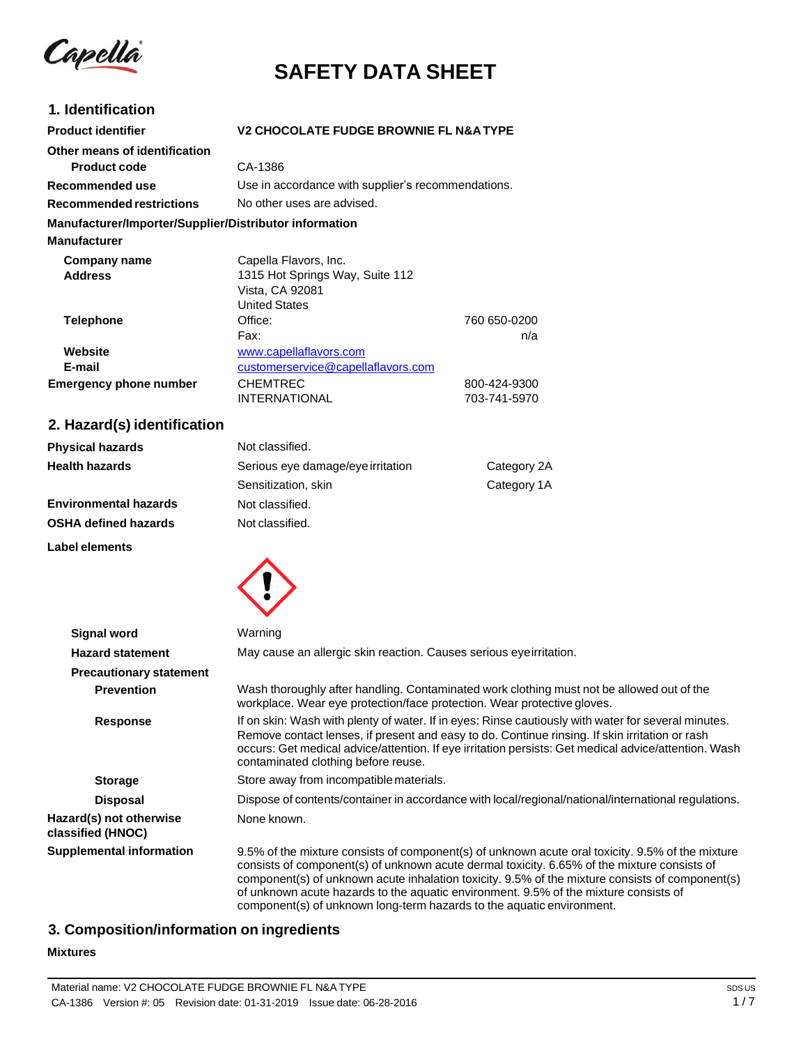# SAFETY DATA SHEET

## 1. Identification

| | | |
|---|---|---|
| **Product identifier** | **V2 CHOCOLATE FUDGE BROWNIE FL N&A TYPE** | |
| **Other means of identification** | | |
| **Product code** | CA-1386 | |
| **Recommended use** | Use in accordance with supplier's recommendations. | |
| **Recommended restrictions** | No other uses are advised. | |

**Manufacturer/Importer/Supplier/Distributor information**

**Manufacturer**

| | | |
|---|---|---|
| **Company name** | Capella Flavors, Inc. | |
| **Address** | 1315 Hot Springs Way, Suite 112<br>Vista, CA 92081<br>United States | |
| **Telephone** | Office: | 760 650-0200 |
| | Fax: | n/a |
| **Website** | www.capellaflavors.com | |
| **E-mail** | customerservice@capellaflavors.com | |
| **Emergency phone number** | CHEMTREC | 800-424-9300 |
| | INTERNATIONAL | 703-741-5970 |

## 2. Hazard(s) identification

| | | |
|---|---|---|
| **Physical hazards** | Not classified. | |
| **Health hazards** | Serious eye damage/eye irritation | Category 2A |
| | Sensitization, skin | Category 1A |
| **Environmental hazards** | Not classified. | |
| **OSHA defined hazards** | Not classified. | |

**Label elements**

**Signal word** Warning

**Hazard statement** May cause an allergic skin reaction. Causes serious eye irritation.

**Precautionary statement**

**Prevention** Wash thoroughly after handling. Contaminated work clothing must not be allowed out of the workplace. Wear eye protection/face protection. Wear protective gloves.

**Response** If on skin: Wash with plenty of water. If in eyes: Rinse cautiously with water for several minutes. Remove contact lenses, if present and easy to do. Continue rinsing. If skin irritation or rash occurs: Get medical advice/attention. If eye irritation persists: Get medical advice/attention. Wash contaminated clothing before reuse.

**Storage** Store away from incompatible materials.

**Disposal** Dispose of contents/container in accordance with local/regional/national/international regulations.

**Hazard(s) not otherwise classified (HNOC)** None known.

**Supplemental information** 9.5% of the mixture consists of component(s) of unknown acute oral toxicity. 9.5% of the mixture consists of component(s) of unknown acute dermal toxicity. 6.65% of the mixture consists of component(s) of unknown acute inhalation toxicity. 9.5% of the mixture consists of component(s) of unknown acute hazards to the aquatic environment. 9.5% of the mixture consists of component(s) of unknown long-term hazards to the aquatic environment.

## 3. Composition/information on ingredients

**Mixtures**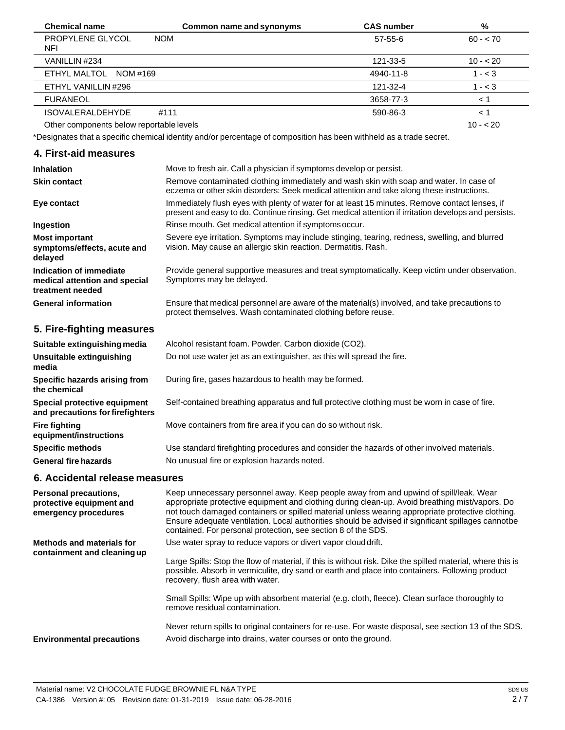| Chemical name | Common name and synonyms | CAS number | % |
|---|---|---|---|
| PROPYLENE GLYCOL NOM NFI | | 57-55-6 | 60 - < 70 |
| VANILLIN #234 | | 121-33-5 | 10 - < 20 |
| ETHYL MALTOL NOM #169 | | 4940-11-8 | 1 - < 3 |
| ETHYL VANILLIN #296 | | 121-32-4 | 1 - < 3 |
| FURANEOL | | 3658-77-3 | < 1 |
| ISOVALERALDEHYDE #111 | | 590-86-3 | < 1 |
| Other components below reportable levels | | | 10 - < 20 |

*Designates that a specific chemical identity and/or percentage of composition has been withheld as a trade secret.

## 4. First-aid measures

**Inhalation**
Move to fresh air. Call a physician if symptoms develop or persist.

**Skin contact**
Remove contaminated clothing immediately and wash skin with soap and water. In case of eczema or other skin disorders: Seek medical attention and take along these instructions.

**Eye contact**
Immediately flush eyes with plenty of water for at least 15 minutes. Remove contact lenses, if present and easy to do. Continue rinsing. Get medical attention if irritation develops and persists.

**Ingestion**
Rinse mouth. Get medical attention if symptoms occur.

**Most important symptoms/effects, acute and delayed**
Severe eye irritation. Symptoms may include stinging, tearing, redness, swelling, and blurred vision. May cause an allergic skin reaction. Dermatitis. Rash.

**Indication of immediate medical attention and special treatment needed**
Provide general supportive measures and treat symptomatically. Keep victim under observation. Symptoms may be delayed.

**General information**
Ensure that medical personnel are aware of the material(s) involved, and take precautions to protect themselves. Wash contaminated clothing before reuse.

## 5. Fire-fighting measures

**Suitable extinguishing media**
Alcohol resistant foam. Powder. Carbon dioxide ($CO_2$).

**Unsuitable extinguishing media**
Do not use water jet as an extinguisher, as this will spread the fire.

**Specific hazards arising from the chemical**
During fire, gases hazardous to health may be formed.

**Special protective equipment and precautions for firefighters**
Self-contained breathing apparatus and full protective clothing must be worn in case of fire.

**Fire fighting equipment/instructions**
Move containers from fire area if you can do so without risk.

**Specific methods**
Use standard firefighting procedures and consider the hazards of other involved materials.

**General fire hazards**
No unusual fire or explosion hazards noted.

## 6. Accidental release measures

**Personal precautions, protective equipment and emergency procedures**
Keep unnecessary personnel away. Keep people away from and upwind of spill/leak. Wear appropriate protective equipment and clothing during clean-up. Avoid breathing mist/vapors. Do not touch damaged containers or spilled material unless wearing appropriate protective clothing. Ensure adequate ventilation. Local authorities should be advised if significant spillages cannot be contained. For personal protection, see section 8 of the SDS.

**Methods and materials for containment and cleaning up**
Use water spray to reduce vapors or divert vapor cloud drift.

Large Spills: Stop the flow of material, if this is without risk. Dike the spilled material, where this is possible. Absorb in vermiculite, dry sand or earth and place into containers. Following product recovery, flush area with water.

Small Spills: Wipe up with absorbent material (e.g. cloth, fleece). Clean surface thoroughly to remove residual contamination.

Never return spills to original containers for re-use. For waste disposal, see section 13 of the SDS.

**Environmental precautions**
Avoid discharge into drains, water courses or onto the ground.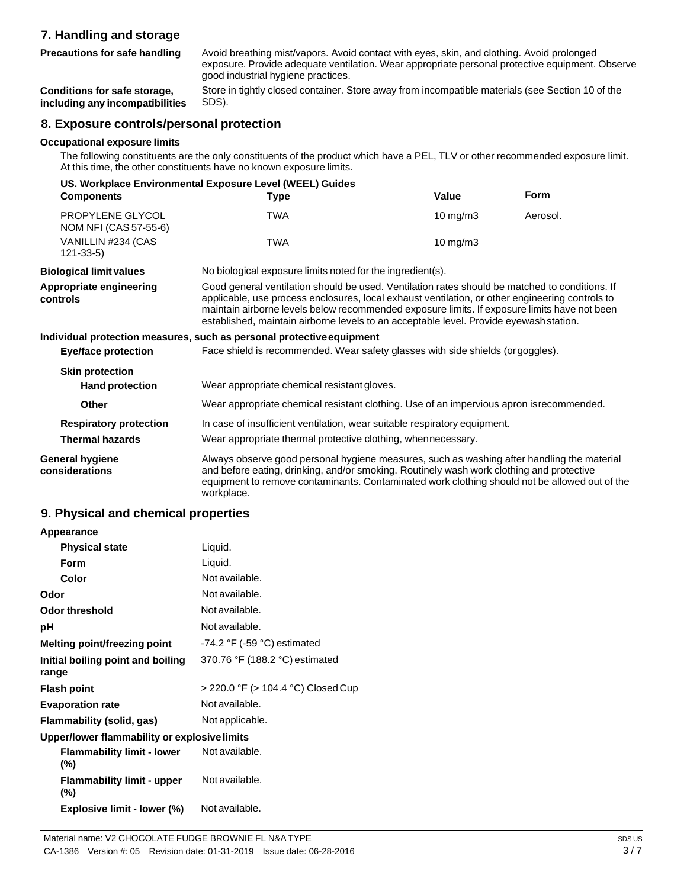## 7. Handling and storage

**Precautions for safe handling** Avoid breathing mist/vapors. Avoid contact with eyes, skin, and clothing. Avoid prolonged exposure. Provide adequate ventilation. Wear appropriate personal protective equipment. Observe good industrial hygiene practices.

**Conditions for safe storage, including any incompatibilities** Store in tightly closed container. Store away from incompatible materials (see Section 10 of the SDS).

## 8. Exposure controls/personal protection

**Occupational exposure limits**

The following constituents are the only constituents of the product which have a PEL, TLV or other recommended exposure limit. At this time, the other constituents have no known exposure limits.

**US. Workplace Environmental Exposure Level (WEEL) Guides**

| Components | Type | Value | Form |
|---|---|---|---|
| PROPYLENE GLYCOL NOM NFI (CAS 57-55-6) | TWA | 10 mg/m3 | Aerosol. |
| VANILLIN #234 (CAS 121-33-5) | TWA | 10 mg/m3 | |

**Biological limit values** No biological exposure limits noted for the ingredient(s).

**Appropriate engineering controls** Good general ventilation should be used. Ventilation rates should be matched to conditions. If applicable, use process enclosures, local exhaust ventilation, or other engineering controls to maintain airborne levels below recommended exposure limits. If exposure limits have not been established, maintain airborne levels to an acceptable level. Provide eyewash station.

**Individual protection measures, such as personal protective equipment**

**Eye/face protection** Face shield is recommended. Wear safety glasses with side shields (or goggles).

**Skin protection**

**Hand protection** Wear appropriate chemical resistant gloves.

**Other** Wear appropriate chemical resistant clothing. Use of an impervious apron is recommended.

**Respiratory protection** In case of insufficient ventilation, wear suitable respiratory equipment.

**Thermal hazards** Wear appropriate thermal protective clothing, when necessary.

**General hygiene considerations** Always observe good personal hygiene measures, such as washing after handling the material and before eating, drinking, and/or smoking. Routinely wash work clothing and protective equipment to remove contaminants. Contaminated work clothing should not be allowed out of the workplace.

## 9. Physical and chemical properties

**Appearance**

| | |
|---|---|
| **Physical state** | Liquid. |
| **Form** | Liquid. |
| **Color** | Not available. |
| **Odor** | Not available. |
| **Odor threshold** | Not available. |
| **pH** | Not available. |
| **Melting point/freezing point** | -74.2 °F (-59 °C) estimated |
| **Initial boiling point and boiling range** | 370.76 °F (188.2 °C) estimated |
| **Flash point** | > 220.0 °F (> 104.4 °C) Closed Cup |
| **Evaporation rate** | Not available. |
| **Flammability (solid, gas)** | Not applicable. |

**Upper/lower flammability or explosive limits**

| | |
|---|---|
| **Flammability limit - lower (%)** | Not available. |
| **Flammability limit - upper (%)** | Not available. |
| **Explosive limit - lower (%)** | Not available. |

Material name: V2 CHOCOLATE FUDGE BROWNIE FL N&A TYPE
CA-1386 Version #: 05 Revision date: 01-31-2019 Issue date: 06-28-2016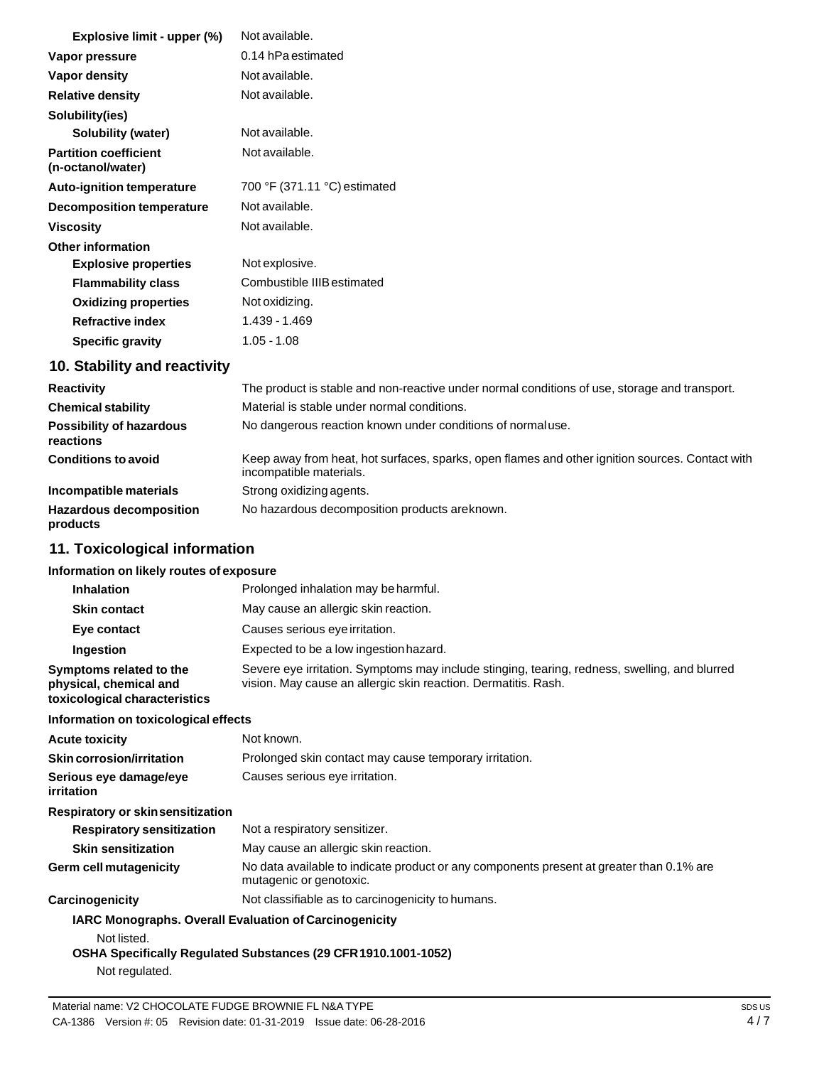| | |
|---|---|
| **Explosive limit - upper (%)** | Not available. |
| **Vapor pressure** | 0.14 hPa estimated |
| **Vapor density** | Not available. |
| **Relative density** | Not available. |
| **Solubility(ies)** | |
| **Solubility (water)** | Not available. |
| **Partition coefficient (n-octanol/water)** | Not available. |
| **Auto-ignition temperature** | 700 °F (371.11 °C) estimated |
| **Decomposition temperature** | Not available. |
| **Viscosity** | Not available. |
| **Other information** | |
| **Explosive properties** | Not explosive. |
| **Flammability class** | Combustible IIIB estimated |
| **Oxidizing properties** | Not oxidizing. |
| **Refractive index** | 1.439 - 1.469 |
| **Specific gravity** | 1.05 - 1.08 |

## 10. Stability and reactivity

| | |
|---|---|
| **Reactivity** | The product is stable and non-reactive under normal conditions of use, storage and transport. |
| **Chemical stability** | Material is stable under normal conditions. |
| **Possibility of hazardous reactions** | No dangerous reaction known under conditions of normal use. |
| **Conditions to avoid** | Keep away from heat, hot surfaces, sparks, open flames and other ignition sources. Contact with incompatible materials. |
| **Incompatible materials** | Strong oxidizing agents. |
| **Hazardous decomposition products** | No hazardous decomposition products are known. |

## 11. Toxicological information

**Information on likely routes of exposure**

| | |
|---|---|
| **Inhalation** | Prolonged inhalation may be harmful. |
| **Skin contact** | May cause an allergic skin reaction. |
| **Eye contact** | Causes serious eye irritation. |
| **Ingestion** | Expected to be a low ingestion hazard. |
| **Symptoms related to the physical, chemical and toxicological characteristics** | Severe eye irritation. Symptoms may include stinging, tearing, redness, swelling, and blurred vision. May cause an allergic skin reaction. Dermatitis. Rash. |

**Information on toxicological effects**

| | |
|---|---|
| **Acute toxicity** | Not known. |
| **Skin corrosion/irritation** | Prolonged skin contact may cause temporary irritation. |
| **Serious eye damage/eye irritation** | Causes serious eye irritation. |
| **Respiratory or skin sensitization** | |
| **Respiratory sensitization** | Not a respiratory sensitizer. |
| **Skin sensitization** | May cause an allergic skin reaction. |
| **Germ cell mutagenicity** | No data available to indicate product or any components present at greater than 0.1% are mutagenic or genotoxic. |
| **Carcinogenicity** | Not classifiable as to carcinogenicity to humans. |

**IARC Monographs. Overall Evaluation of Carcinogenicity**

Not listed.

**OSHA Specifically Regulated Substances (29 CFR 1910.1001-1052)**

Not regulated.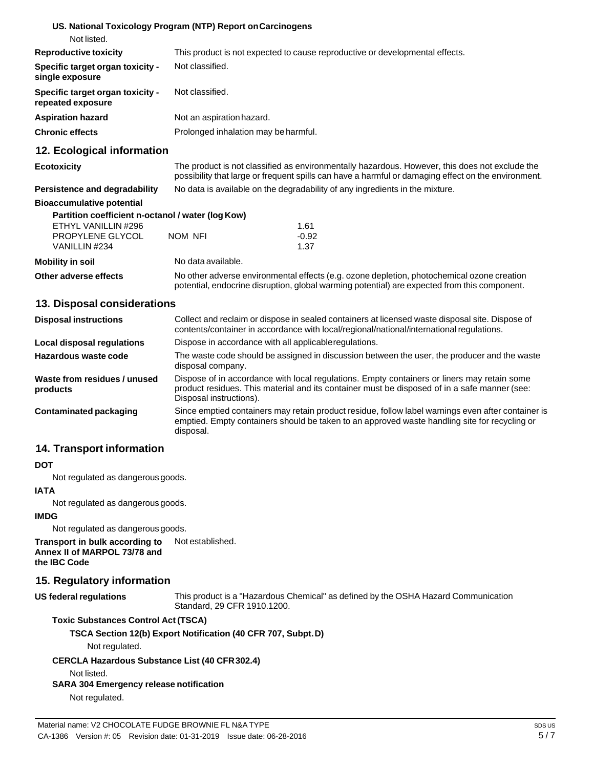**US. National Toxicology Program (NTP) Report on Carcinogens**

Not listed.

| | |
|---|---|
| **Reproductive toxicity** | This product is not expected to cause reproductive or developmental effects. |
| **Specific target organ toxicity - single exposure** | Not classified. |
| **Specific target organ toxicity - repeated exposure** | Not classified. |
| **Aspiration hazard** | Not an aspiration hazard. |
| **Chronic effects** | Prolonged inhalation may be harmful. |

## 12. Ecological information

| | |
|---|---|
| **Ecotoxicity** | The product is not classified as environmentally hazardous. However, this does not exclude the possibility that large or frequent spills can have a harmful or damaging effect on the environment. |
| **Persistence and degradability** | No data is available on the degradability of any ingredients in the mixture. |

**Bioaccumulative potential**

**Partition coefficient n-octanol / water (log Kow)**

| | | |
|---|---|---|
| ETHYL VANILLIN #296 | | 1.61 |
| PROPYLENE GLYCOL | NOM NFI | -0.92 |
| VANILLIN #234 | | 1.37 |

| | |
|---|---|
| **Mobility in soil** | No data available. |
| **Other adverse effects** | No other adverse environmental effects (e.g. ozone depletion, photochemical ozone creation potential, endocrine disruption, global warming potential) are expected from this component. |

## 13. Disposal considerations

| | |
|---|---|
| **Disposal instructions** | Collect and reclaim or dispose in sealed containers at licensed waste disposal site. Dispose of contents/container in accordance with local/regional/national/international regulations. |
| **Local disposal regulations** | Dispose in accordance with all applicable regulations. |
| **Hazardous waste code** | The waste code should be assigned in discussion between the user, the producer and the waste disposal company. |
| **Waste from residues / unused products** | Dispose of in accordance with local regulations. Empty containers or liners may retain some product residues. This material and its container must be disposed of in a safe manner (see: Disposal instructions). |
| **Contaminated packaging** | Since emptied containers may retain product residue, follow label warnings even after container is emptied. Empty containers should be taken to an approved waste handling site for recycling or disposal. |

## 14. Transport information

**DOT**

Not regulated as dangerous goods.

**IATA**

Not regulated as dangerous goods.

**IMDG**

Not regulated as dangerous goods.

**Transport in bulk according to Annex II of MARPOL 73/78 and the IBC Code** Not established.

## 15. Regulatory information

**US federal regulations** This product is a "Hazardous Chemical" as defined by the OSHA Hazard Communication Standard, 29 CFR 1910.1200.

**Toxic Substances Control Act (TSCA)**

**TSCA Section 12(b) Export Notification (40 CFR 707, Subpt. D)**

Not regulated.

**CERCLA Hazardous Substance List (40 CFR 302.4)**

Not listed.

**SARA 304 Emergency release notification**

Not regulated.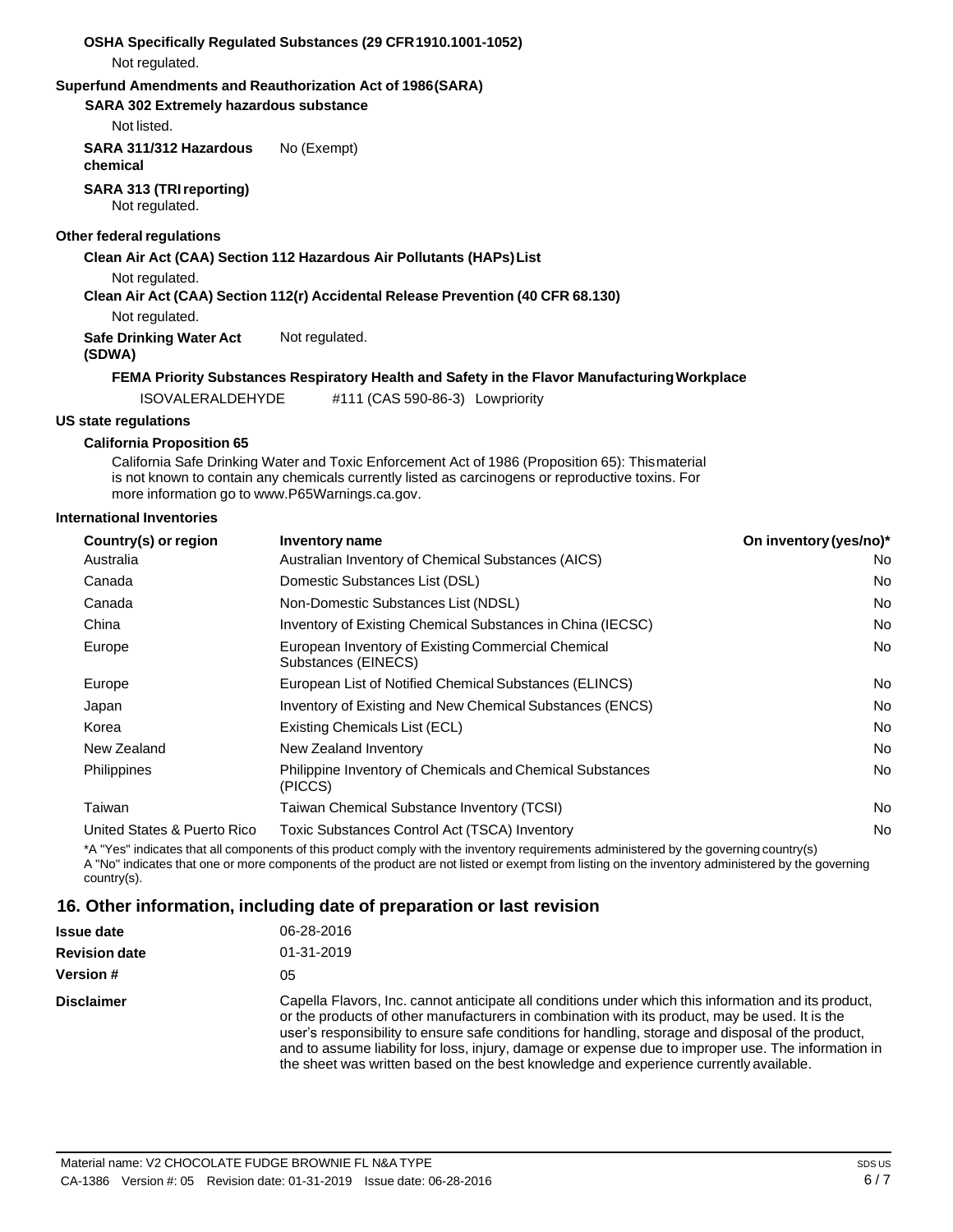**OSHA Specifically Regulated Substances (29 CFR 1910.1001-1052)**

Not regulated.

**Superfund Amendments and Reauthorization Act of 1986 (SARA)**

**SARA 302 Extremely hazardous substance**

Not listed.

**SARA 311/312 Hazardous chemical** No (Exempt)

**SARA 313 (TRI reporting)**

Not regulated.

**Other federal regulations**

**Clean Air Act (CAA) Section 112 Hazardous Air Pollutants (HAPs) List**

Not regulated.

**Clean Air Act (CAA) Section 112(r) Accidental Release Prevention (40 CFR 68.130)**

Not regulated.

**Safe Drinking Water Act (SDWA)** Not regulated.

**FEMA Priority Substances Respiratory Health and Safety in the Flavor Manufacturing Workplace**

ISOVALERALDEHYDE #111 (CAS 590-86-3) Low priority

**US state regulations**

**California Proposition 65**

California Safe Drinking Water and Toxic Enforcement Act of 1986 (Proposition 65): This material is not known to contain any chemicals currently listed as carcinogens or reproductive toxins. For more information go to www.P65Warnings.ca.gov.

**International Inventories**

| Country(s) or region | Inventory name | On inventory (yes/no)* |
|---|---|---|
| Australia | Australian Inventory of Chemical Substances (AICS) | No |
| Canada | Domestic Substances List (DSL) | No |
| Canada | Non-Domestic Substances List (NDSL) | No |
| China | Inventory of Existing Chemical Substances in China (IECSC) | No |
| Europe | European Inventory of Existing Commercial Chemical Substances (EINECS) | No |
| Europe | European List of Notified Chemical Substances (ELINCS) | No |
| Japan | Inventory of Existing and New Chemical Substances (ENCS) | No |
| Korea | Existing Chemicals List (ECL) | No |
| New Zealand | New Zealand Inventory | No |
| Philippines | Philippine Inventory of Chemicals and Chemical Substances (PICCS) | No |
| Taiwan | Taiwan Chemical Substance Inventory (TCSI) | No |
| United States & Puerto Rico | Toxic Substances Control Act (TSCA) Inventory | No |

*A "Yes" indicates that all components of this product comply with the inventory requirements administered by the governing country(s)
A "No" indicates that one or more components of the product are not listed or exempt from listing on the inventory administered by the governing country(s).

## 16. Other information, including date of preparation or last revision

**Issue date** 06-28-2016

**Revision date** 01-31-2019

**Version #** 05

**Disclaimer** Capella Flavors, Inc. cannot anticipate all conditions under which this information and its product, or the products of other manufacturers in combination with its product, may be used. It is the user's responsibility to ensure safe conditions for handling, storage and disposal of the product, and to assume liability for loss, injury, damage or expense due to improper use. The information in the sheet was written based on the best knowledge and experience currently available.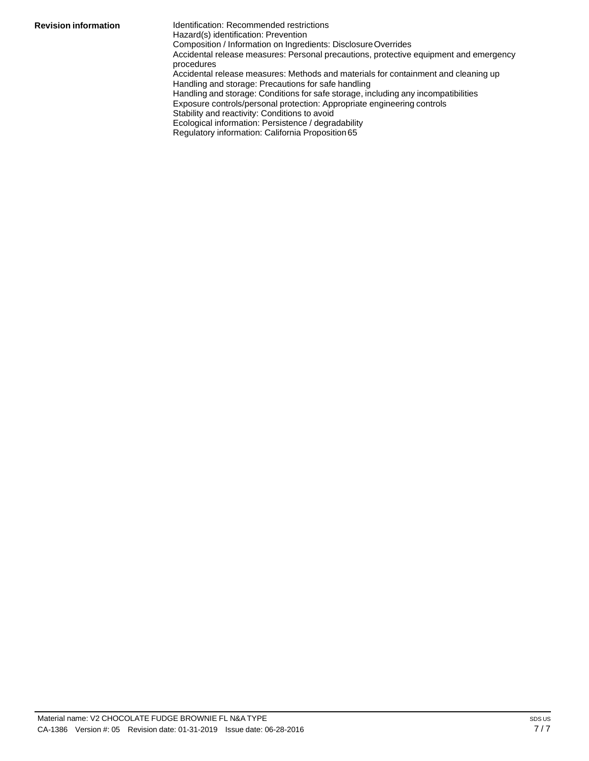**Revision information**

Identification: Recommended restrictions
Hazard(s) identification: Prevention
Composition / Information on Ingredients: Disclosure Overrides
Accidental release measures: Personal precautions, protective equipment and emergency procedures
Accidental release measures: Methods and materials for containment and cleaning up
Handling and storage: Precautions for safe handling
Handling and storage: Conditions for safe storage, including any incompatibilities
Exposure controls/personal protection: Appropriate engineering controls
Stability and reactivity: Conditions to avoid
Ecological information: Persistence / degradability
Regulatory information: California Proposition 65